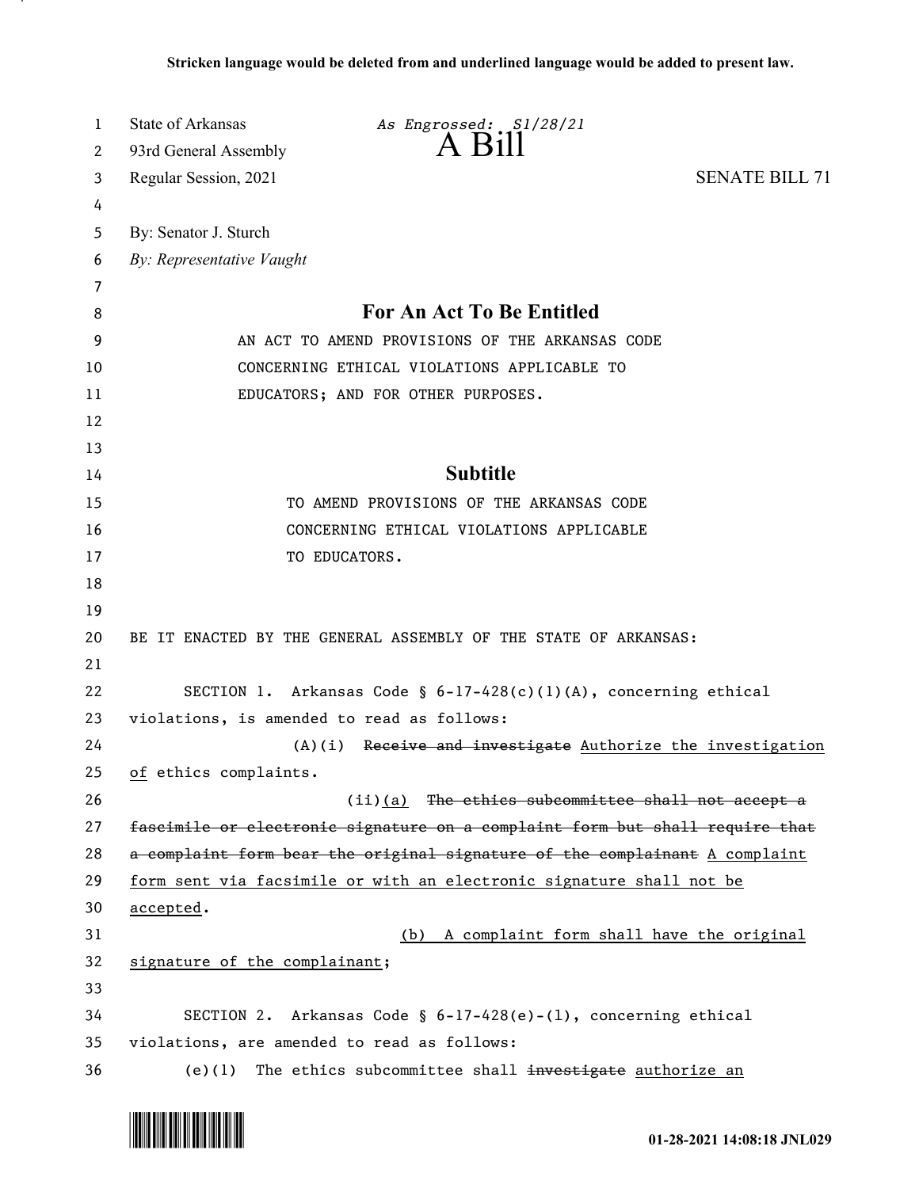**Stricken language would be deleted from and underlined language would be added to present law.**

State of Arkansas *As Engrossed: S1/28/21*
93rd General Assembly A Bill
Regular Session, 2021 SENATE BILL 71

By: Senator J. Sturch
*By: Representative Vaught*

## For An Act To Be Entitled

AN ACT TO AMEND PROVISIONS OF THE ARKANSAS CODE CONCERNING ETHICAL VIOLATIONS APPLICABLE TO EDUCATORS; AND FOR OTHER PURPOSES.

## Subtitle

TO AMEND PROVISIONS OF THE ARKANSAS CODE CONCERNING ETHICAL VIOLATIONS APPLICABLE TO EDUCATORS.

BE IT ENACTED BY THE GENERAL ASSEMBLY OF THE STATE OF ARKANSAS:

SECTION 1. Arkansas Code § 6-17-428(c)(1)(A), concerning ethical violations, is amended to read as follows:

(A)(i) ~~Receive and investigate~~ <u>Authorize the investigation of</u> ethics complaints.

(ii)<u>(a)</u> ~~The ethics subcommittee shall not accept a fascimile or electronic signature on a complaint form but shall require that a complaint form bear the original signature of the complainant~~ <u>A complaint form sent via facsimile or with an electronic signature shall not be accepted</u>.

<u>(b) A complaint form shall have the original signature of the complainant</u>;

SECTION 2. Arkansas Code § 6-17-428(e)-(l), concerning ethical violations, are amended to read as follows:

(e)(1) The ethics subcommittee shall ~~investigate~~ <u>authorize an</u>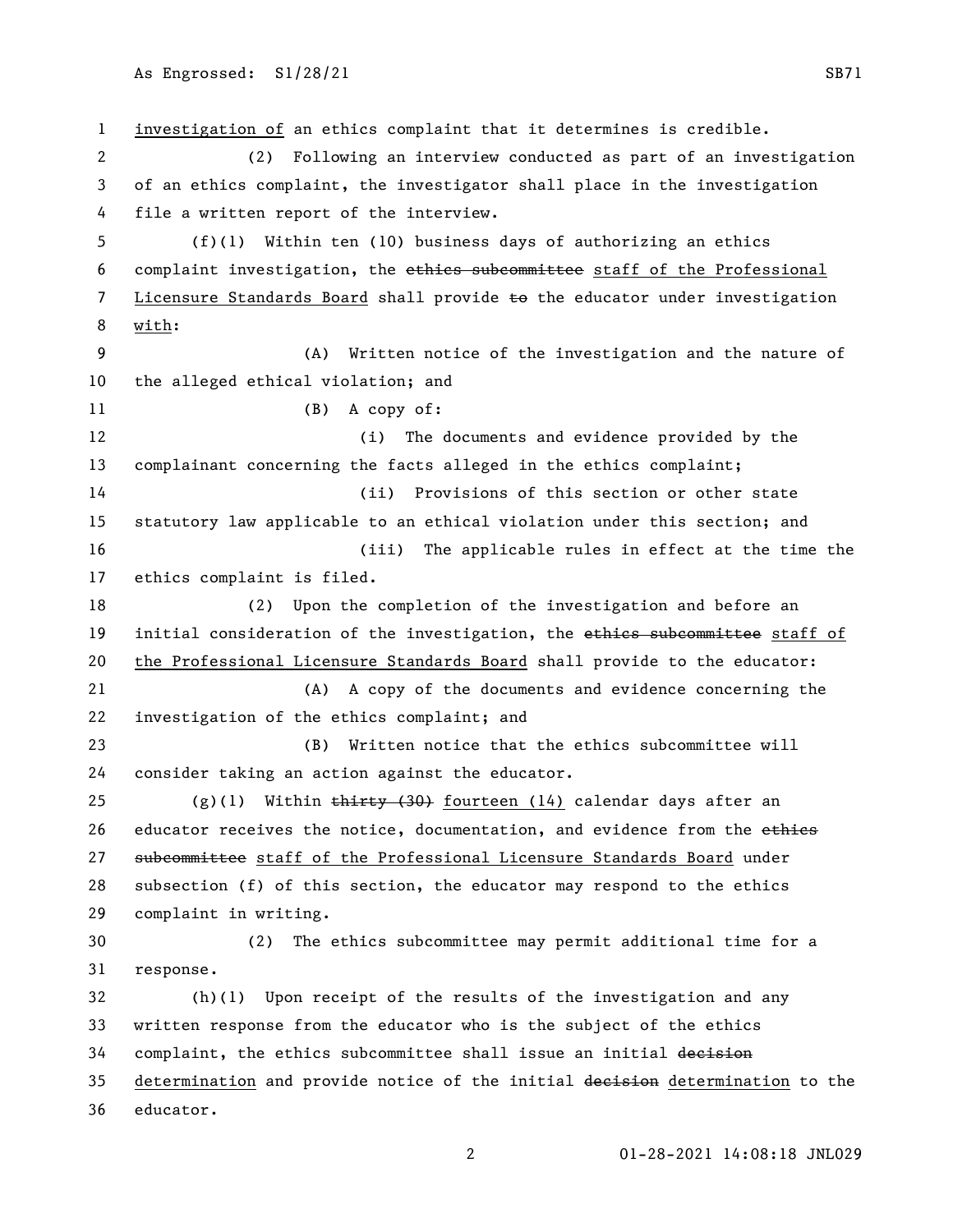investigation of an ethics complaint that it determines is credible.

(2) Following an interview conducted as part of an investigation of an ethics complaint, the investigator shall place in the investigation file a written report of the interview.

(f)(1) Within ten (10) business days of authorizing an ethics complaint investigation, the ~~ethics subcommittee~~ staff of the Professional Licensure Standards Board shall provide ~~to~~ the educator under investigation with:

(A) Written notice of the investigation and the nature of the alleged ethical violation; and

(B) A copy of:

(i) The documents and evidence provided by the complainant concerning the facts alleged in the ethics complaint;

(ii) Provisions of this section or other state statutory law applicable to an ethical violation under this section; and

(iii) The applicable rules in effect at the time the ethics complaint is filed.

(2) Upon the completion of the investigation and before an initial consideration of the investigation, the ~~ethics subcommittee~~ staff of the Professional Licensure Standards Board shall provide to the educator:

(A) A copy of the documents and evidence concerning the investigation of the ethics complaint; and

(B) Written notice that the ethics subcommittee will consider taking an action against the educator.

(g)(1) Within ~~thirty (30)~~ fourteen (14) calendar days after an educator receives the notice, documentation, and evidence from the ~~ethics subcommittee~~ staff of the Professional Licensure Standards Board under subsection (f) of this section, the educator may respond to the ethics complaint in writing.

(2) The ethics subcommittee may permit additional time for a response.

(h)(1) Upon receipt of the results of the investigation and any written response from the educator who is the subject of the ethics complaint, the ethics subcommittee shall issue an initial ~~decision~~ determination and provide notice of the initial ~~decision~~ determination to the educator.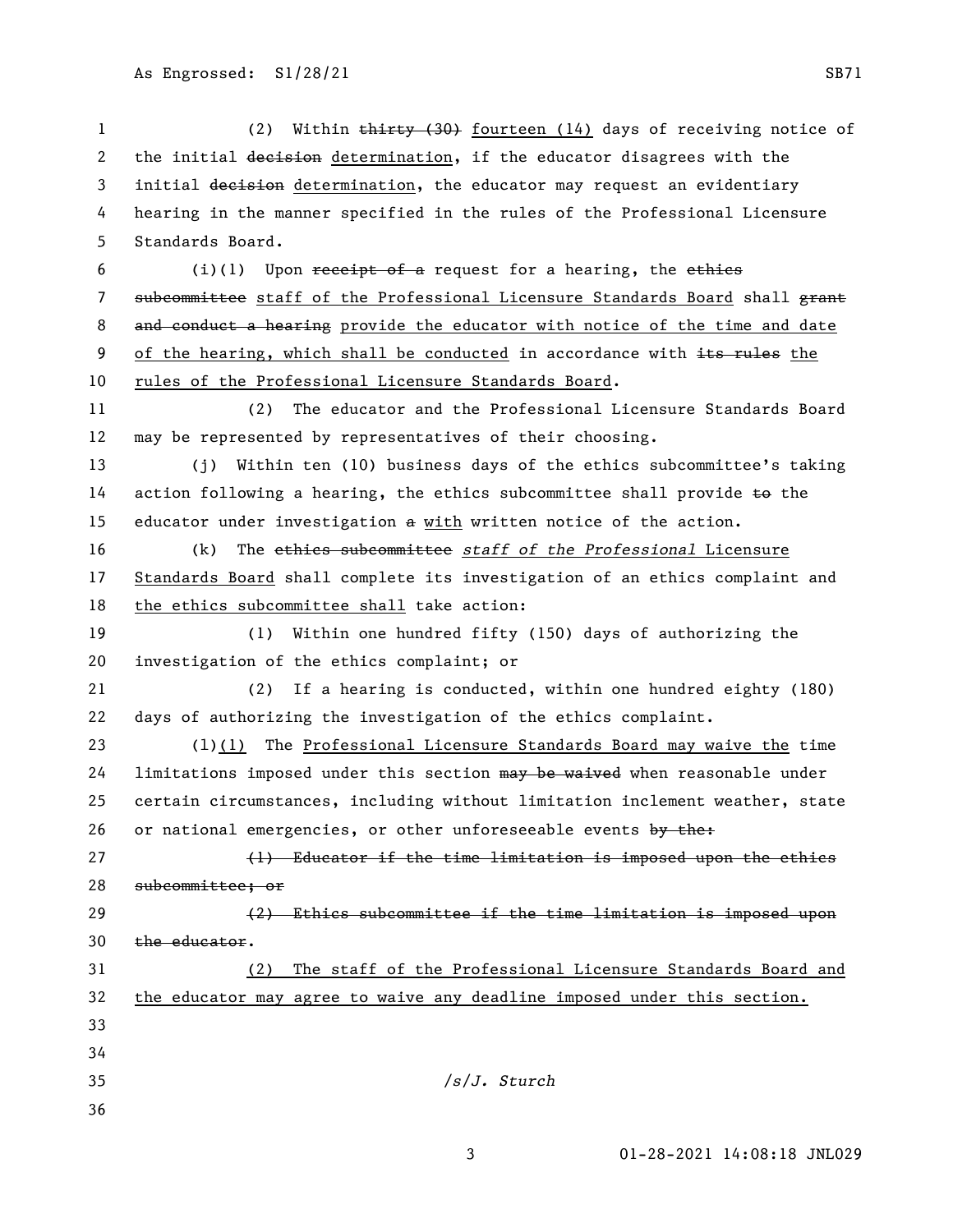(2) Within ~~thirty (30)~~ fourteen (14) days of receiving notice of the initial ~~decision~~ determination, if the educator disagrees with the initial ~~decision~~ determination, the educator may request an evidentiary hearing in the manner specified in the rules of the Professional Licensure Standards Board.

(i)(1) Upon ~~receipt of a~~ request for a hearing, the ~~ethics subcommittee~~ staff of the Professional Licensure Standards Board shall ~~grant and conduct a hearing~~ provide the educator with notice of the time and date of the hearing, which shall be conducted in accordance with ~~its rules~~ the rules of the Professional Licensure Standards Board.

(2) The educator and the Professional Licensure Standards Board may be represented by representatives of their choosing.

(j) Within ten (10) business days of the ethics subcommittee's taking action following a hearing, the ethics subcommittee shall provide ~~to~~ the educator under investigation ~~a~~ with written notice of the action.

(k) The ~~ethics subcommittee~~ *staff of the Professional* Licensure Standards Board shall complete its investigation of an ethics complaint and the ethics subcommittee shall take action:

(1) Within one hundred fifty (150) days of authorizing the investigation of the ethics complaint; or

(2) If a hearing is conducted, within one hundred eighty (180) days of authorizing the investigation of the ethics complaint.

(l)(1) The Professional Licensure Standards Board may waive the time limitations imposed under this section ~~may be waived~~ when reasonable under certain circumstances, including without limitation inclement weather, state or national emergencies, or other unforeseeable events ~~by the:~~

~~(1) Educator if the time limitation is imposed upon the ethics subcommittee; or~~

~~(2) Ethics subcommittee if the time limitation is imposed upon the educator~~.

(2) The staff of the Professional Licensure Standards Board and the educator may agree to waive any deadline imposed under this section.

*/s/J. Sturch*